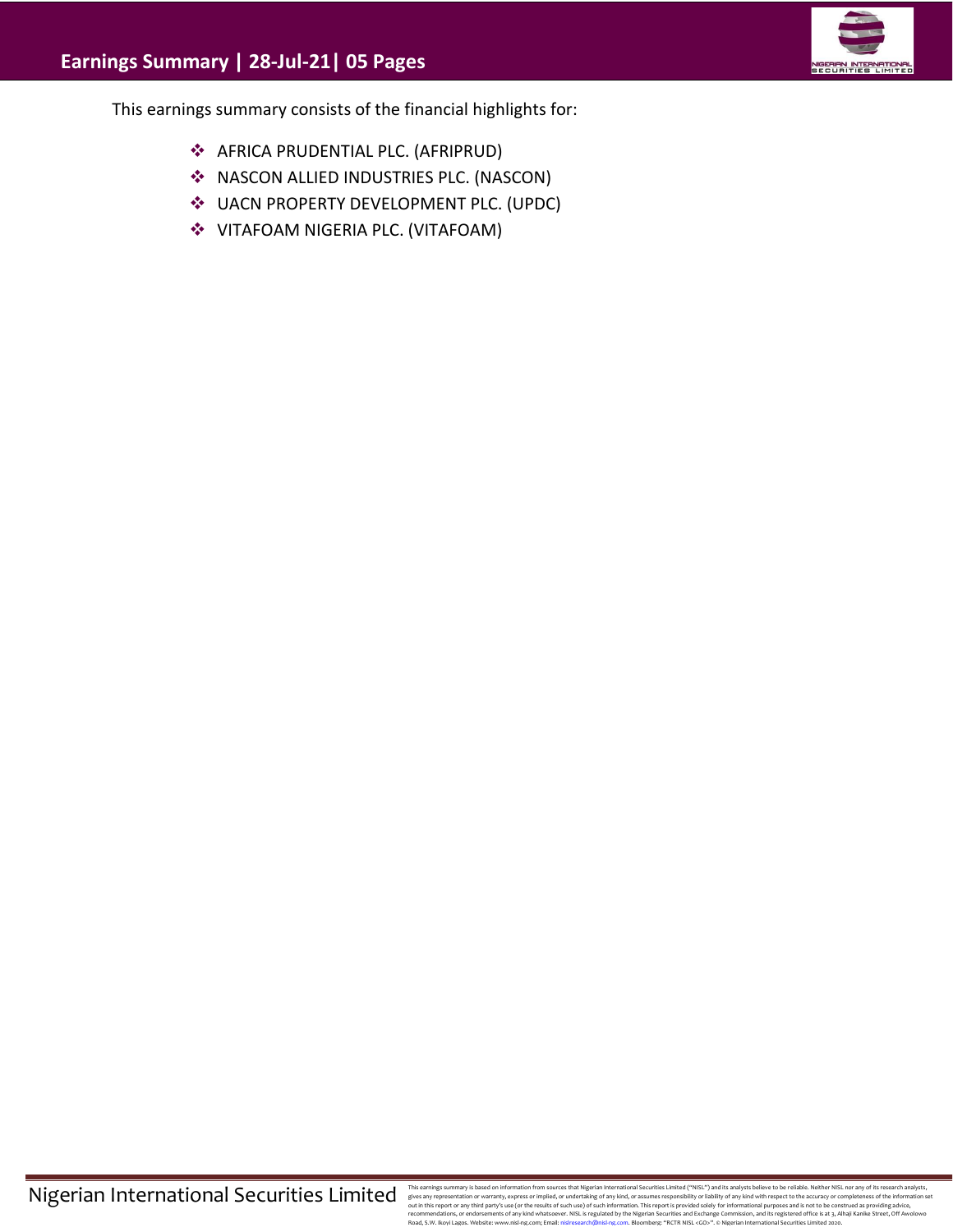# Earnings Summary | 28-Jul-21| 05 Pages

This earnings summary consists of the financial highlights for:

- AFRICA PRUDENTIAL PLC. (AFRIPRUD)
- NASCON ALLIED INDUSTRIES PLC. (NASCON)
- UACN PROPERTY DEVELOPMENT PLC. (UPDC)
- VITAFOAM NIGERIA PLC. (VITAFOAM)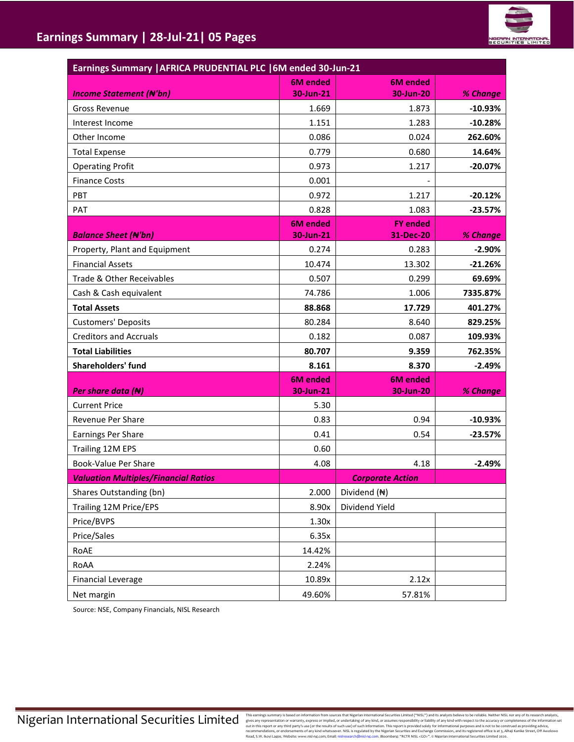# Earnings Summary | 28-Jul-21| 05 Pages

| Earnings Summary \|AFRICA PRUDENTIAL PLC \|6M ended 30-Jun-21 | | | |
|---|---|---|---|
| ***Income Statement (₦'bn)*** | **6M ended 30-Jun-21** | **6M ended 30-Jun-20** | ***% Change*** |
| Gross Revenue | 1.669 | 1.873 | **-10.93%** |
| Interest Income | 1.151 | 1.283 | **-10.28%** |
| Other Income | 0.086 | 0.024 | **262.60%** |
| Total Expense | 0.779 | 0.680 | **14.64%** |
| Operating Profit | 0.973 | 1.217 | **-20.07%** |
| Finance Costs | 0.001 | - | |
| PBT | 0.972 | 1.217 | **-20.12%** |
| PAT | 0.828 | 1.083 | **-23.57%** |
| ***Balance Sheet (₦'bn)*** | **6M ended 30-Jun-21** | **FY ended 31-Dec-20** | ***% Change*** |
| Property, Plant and Equipment | 0.274 | 0.283 | **-2.90%** |
| Financial Assets | 10.474 | 13.302 | **-21.26%** |
| Trade & Other Receivables | 0.507 | 0.299 | **69.69%** |
| Cash & Cash equivalent | 74.786 | 1.006 | **7335.87%** |
| **Total Assets** | **88.868** | **17.729** | **401.27%** |
| Customers' Deposits | 80.284 | 8.640 | **829.25%** |
| Creditors and Accruals | 0.182 | 0.087 | **109.93%** |
| **Total Liabilities** | **80.707** | **9.359** | **762.35%** |
| **Shareholders' fund** | **8.161** | **8.370** | **-2.49%** |
| ***Per share data (₦)*** | **6M ended 30-Jun-21** | **6M ended 30-Jun-20** | ***% Change*** |
| Current Price | 5.30 | | |
| Revenue Per Share | 0.83 | 0.94 | **-10.93%** |
| Earnings Per Share | 0.41 | 0.54 | **-23.57%** |
| Trailing 12M EPS | 0.60 | | |
| Book-Value Per Share | 4.08 | 4.18 | **-2.49%** |
| ***Valuation Multiples/Financial Ratios*** | | ***Corporate Action*** | |
| Shares Outstanding (bn) | 2.000 | Dividend (₦) | |
| Trailing 12M Price/EPS | 8.90x | Dividend Yield | |
| Price/BVPS | 1.30x | | |
| Price/Sales | 6.35x | | |
| RoAE | 14.42% | | |
| RoAA | 2.24% | | |
| Financial Leverage | 10.89x | 2.12x | |
| Net margin | 49.60% | 57.81% | |

Source: NSE, Company Financials, NISL Research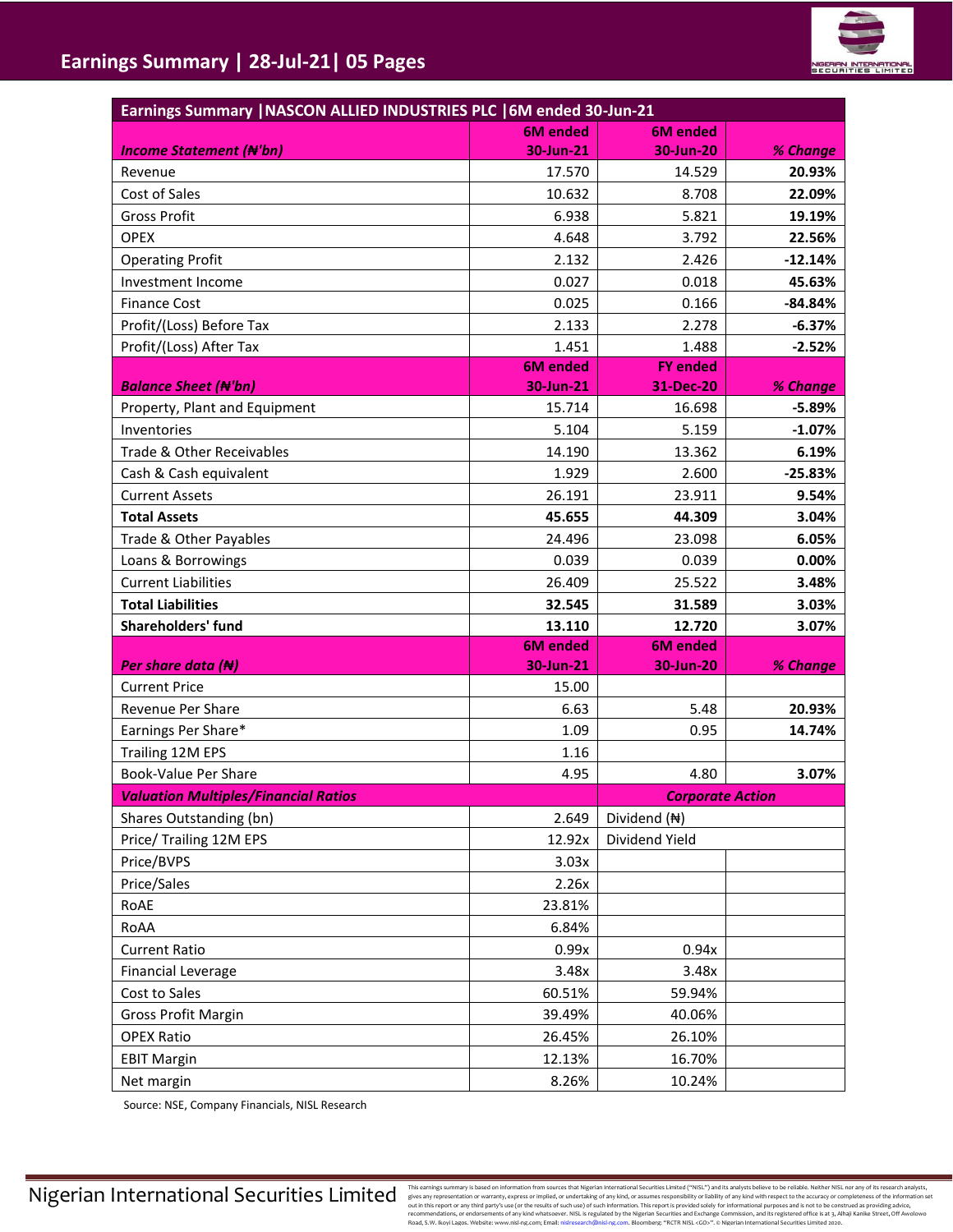## Earnings Summary | NASCON ALLIED INDUSTRIES PLC | 6M ended 30-Jun-21

| *Income Statement (₦'bn)* | 6M ended 30-Jun-21 | 6M ended 30-Jun-20 | % Change |
|---|---|---|---|
| Revenue | 17.570 | 14.529 | **20.93%** |
| Cost of Sales | 10.632 | 8.708 | **22.09%** |
| Gross Profit | 6.938 | 5.821 | **19.19%** |
| OPEX | 4.648 | 3.792 | **22.56%** |
| Operating Profit | 2.132 | 2.426 | **-12.14%** |
| Investment Income | 0.027 | 0.018 | **45.63%** |
| Finance Cost | 0.025 | 0.166 | **-84.84%** |
| Profit/(Loss) Before Tax | 2.133 | 2.278 | **-6.37%** |
| Profit/(Loss) After Tax | 1.451 | 1.488 | **-2.52%** |
| ***Balance Sheet (₦'bn)*** | **6M ended 30-Jun-21** | **FY ended 31-Dec-20** | ***% Change*** |
| Property, Plant and Equipment | 15.714 | 16.698 | **-5.89%** |
| Inventories | 5.104 | 5.159 | **-1.07%** |
| Trade & Other Receivables | 14.190 | 13.362 | **6.19%** |
| Cash & Cash equivalent | 1.929 | 2.600 | **-25.83%** |
| Current Assets | 26.191 | 23.911 | **9.54%** |
| **Total Assets** | **45.655** | **44.309** | **3.04%** |
| Trade & Other Payables | 24.496 | 23.098 | **6.05%** |
| Loans & Borrowings | 0.039 | 0.039 | **0.00%** |
| Current Liabilities | 26.409 | 25.522 | **3.48%** |
| **Total Liabilities** | **32.545** | **31.589** | **3.03%** |
| **Shareholders' fund** | **13.110** | **12.720** | **3.07%** |
| ***Per share data (₦)*** | **6M ended 30-Jun-21** | **6M ended 30-Jun-20** | ***% Change*** |
| Current Price | 15.00 | | |
| Revenue Per Share | 6.63 | 5.48 | **20.93%** |
| Earnings Per Share* | 1.09 | 0.95 | **14.74%** |
| Trailing 12M EPS | 1.16 | | |
| Book-Value Per Share | 4.95 | 4.80 | **3.07%** |
| ***Valuation Multiples/Financial Ratios*** | | ***Corporate Action*** | |
| Shares Outstanding (bn) | 2.649 | Dividend (₦) | |
| Price/ Trailing 12M EPS | 12.92x | Dividend Yield | |
| Price/BVPS | 3.03x | | |
| Price/Sales | 2.26x | | |
| RoAE | 23.81% | | |
| RoAA | 6.84% | | |
| Current Ratio | 0.99x | 0.94x | |
| Financial Leverage | 3.48x | 3.48x | |
| Cost to Sales | 60.51% | 59.94% | |
| Gross Profit Margin | 39.49% | 40.06% | |
| OPEX Ratio | 26.45% | 26.10% | |
| EBIT Margin | 12.13% | 16.70% | |
| Net margin | 8.26% | 10.24% | |

Source: NSE, Company Financials, NISL Research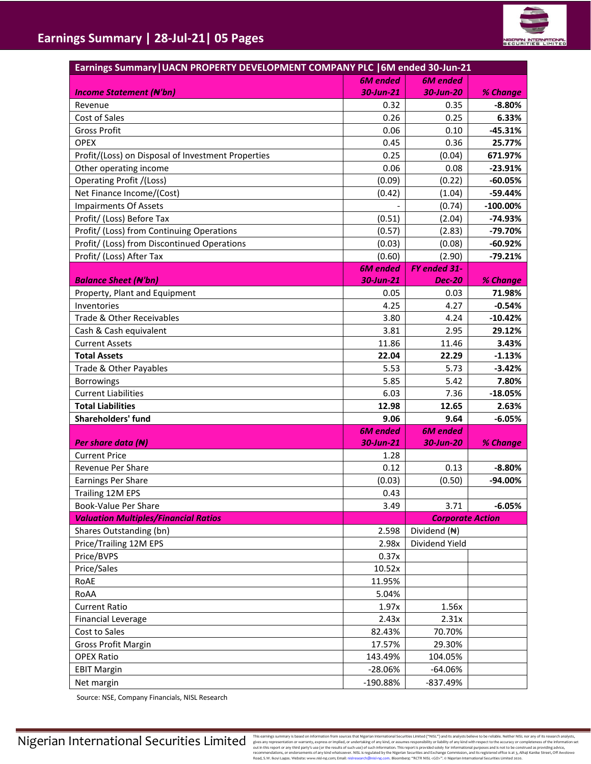## Earnings Summary | 28-Jul-21| 05 Pages

| Earnings Summary\|UACN PROPERTY DEVELOPMENT COMPANY PLC \|6M ended 30-Jun-21 | | | |
|---|---|---|---|
| ***Income Statement (₦'bn)*** | ***6M ended 30-Jun-21*** | ***6M ended 30-Jun-20*** | ***% Change*** |
| Revenue | 0.32 | 0.35 | **-8.80%** |
| Cost of Sales | 0.26 | 0.25 | **6.33%** |
| Gross Profit | 0.06 | 0.10 | **-45.31%** |
| OPEX | 0.45 | 0.36 | **25.77%** |
| Profit/(Loss) on Disposal of Investment Properties | 0.25 | (0.04) | **671.97%** |
| Other operating income | 0.06 | 0.08 | **-23.91%** |
| Operating Profit /(Loss) | (0.09) | (0.22) | **-60.05%** |
| Net Finance Income/(Cost) | (0.42) | (1.04) | **-59.44%** |
| Impairments Of Assets | - | (0.74) | **-100.00%** |
| Profit/ (Loss) Before Tax | (0.51) | (2.04) | **-74.93%** |
| Profit/ (Loss) from Continuing Operations | (0.57) | (2.83) | **-79.70%** |
| Profit/ (Loss) from Discontinued Operations | (0.03) | (0.08) | **-60.92%** |
| Profit/ (Loss) After Tax | (0.60) | (2.90) | **-79.21%** |
| ***Balance Sheet (₦'bn)*** | ***6M ended 30-Jun-21*** | ***FY ended 31-Dec-20*** | ***% Change*** |
| Property, Plant and Equipment | 0.05 | 0.03 | **71.98%** |
| Inventories | 4.25 | 4.27 | **-0.54%** |
| Trade & Other Receivables | 3.80 | 4.24 | **-10.42%** |
| Cash & Cash equivalent | 3.81 | 2.95 | **29.12%** |
| Current Assets | 11.86 | 11.46 | **3.43%** |
| **Total Assets** | **22.04** | **22.29** | **-1.13%** |
| Trade & Other Payables | 5.53 | 5.73 | **-3.42%** |
| Borrowings | 5.85 | 5.42 | **7.80%** |
| Current Liabilities | 6.03 | 7.36 | **-18.05%** |
| **Total Liabilities** | **12.98** | **12.65** | **2.63%** |
| **Shareholders' fund** | **9.06** | **9.64** | **-6.05%** |
| ***Per share data (₦)*** | ***6M ended 30-Jun-21*** | ***6M ended 30-Jun-20*** | ***% Change*** |
| Current Price | 1.28 | | |
| Revenue Per Share | 0.12 | 0.13 | **-8.80%** |
| Earnings Per Share | (0.03) | (0.50) | **-94.00%** |
| Trailing 12M EPS | 0.43 | | |
| Book-Value Per Share | 3.49 | 3.71 | **-6.05%** |
| ***Valuation Multiples/Financial Ratios*** | | ***Corporate Action*** | |
| Shares Outstanding (bn) | 2.598 | Dividend (₦) | |
| Price/Trailing 12M EPS | 2.98x | Dividend Yield | |
| Price/BVPS | 0.37x | | |
| Price/Sales | 10.52x | | |
| RoAE | 11.95% | | |
| RoAA | 5.04% | | |
| Current Ratio | 1.97x | 1.56x | |
| Financial Leverage | 2.43x | 2.31x | |
| Cost to Sales | 82.43% | 70.70% | |
| Gross Profit Margin | 17.57% | 29.30% | |
| OPEX Ratio | 143.49% | 104.05% | |
| EBIT Margin | -28.06% | -64.06% | |
| Net margin | -190.88% | -837.49% | |

Source: NSE, Company Financials, NISL Research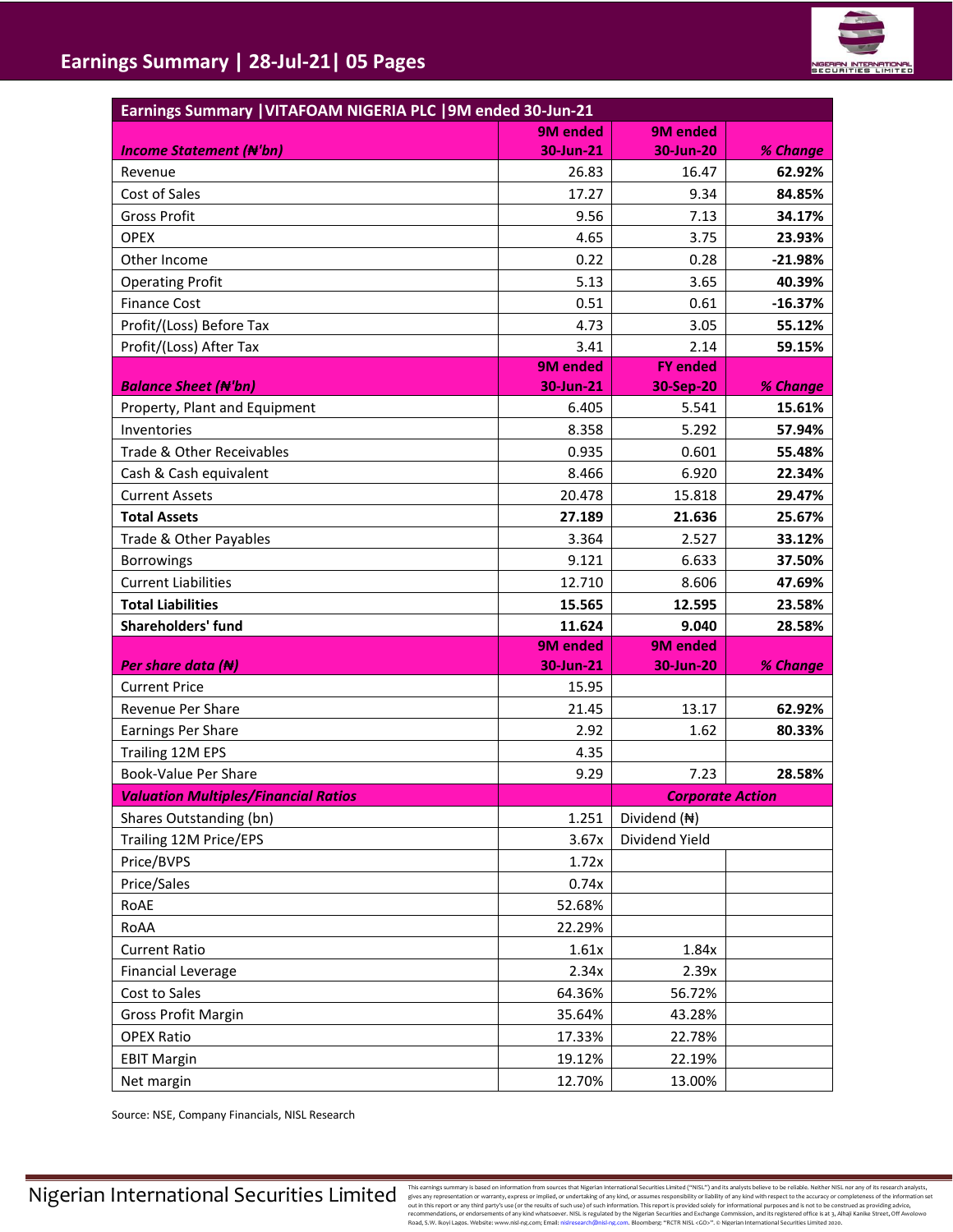## Earnings Summary | 28-Jul-21| 05 Pages

| Earnings Summary \|VITAFOAM NIGERIA PLC \|9M ended 30-Jun-21 | | | |
|---|---|---|---|
| ***Income Statement (₦'bn)*** | **9M ended 30-Jun-21** | **9M ended 30-Jun-20** | ***% Change*** |
| Revenue | 26.83 | 16.47 | **62.92%** |
| Cost of Sales | 17.27 | 9.34 | **84.85%** |
| Gross Profit | 9.56 | 7.13 | **34.17%** |
| OPEX | 4.65 | 3.75 | **23.93%** |
| Other Income | 0.22 | 0.28 | **-21.98%** |
| Operating Profit | 5.13 | 3.65 | **40.39%** |
| Finance Cost | 0.51 | 0.61 | **-16.37%** |
| Profit/(Loss) Before Tax | 4.73 | 3.05 | **55.12%** |
| Profit/(Loss) After Tax | 3.41 | 2.14 | **59.15%** |
| ***Balance Sheet (₦'bn)*** | **9M ended 30-Jun-21** | **FY ended 30-Sep-20** | ***% Change*** |
| Property, Plant and Equipment | 6.405 | 5.541 | **15.61%** |
| Inventories | 8.358 | 5.292 | **57.94%** |
| Trade & Other Receivables | 0.935 | 0.601 | **55.48%** |
| Cash & Cash equivalent | 8.466 | 6.920 | **22.34%** |
| Current Assets | 20.478 | 15.818 | **29.47%** |
| **Total Assets** | **27.189** | **21.636** | **25.67%** |
| Trade & Other Payables | 3.364 | 2.527 | **33.12%** |
| Borrowings | 9.121 | 6.633 | **37.50%** |
| Current Liabilities | 12.710 | 8.606 | **47.69%** |
| **Total Liabilities** | **15.565** | **12.595** | **23.58%** |
| **Shareholders' fund** | **11.624** | **9.040** | **28.58%** |
| ***Per share data (₦)*** | **9M ended 30-Jun-21** | **9M ended 30-Jun-20** | ***% Change*** |
| Current Price | 15.95 | | |
| Revenue Per Share | 21.45 | 13.17 | **62.92%** |
| Earnings Per Share | 2.92 | 1.62 | **80.33%** |
| Trailing 12M EPS | 4.35 | | |
| Book-Value Per Share | 9.29 | 7.23 | **28.58%** |
| ***Valuation Multiples/Financial Ratios*** | | ***Corporate Action*** | |
| Shares Outstanding (bn) | 1.251 | Dividend (₦) | |
| Trailing 12M Price/EPS | 3.67x | Dividend Yield | |
| Price/BVPS | 1.72x | | |
| Price/Sales | 0.74x | | |
| RoAE | 52.68% | | |
| RoAA | 22.29% | | |
| Current Ratio | 1.61x | 1.84x | |
| Financial Leverage | 2.34x | 2.39x | |
| Cost to Sales | 64.36% | 56.72% | |
| Gross Profit Margin | 35.64% | 43.28% | |
| OPEX Ratio | 17.33% | 22.78% | |
| EBIT Margin | 19.12% | 22.19% | |
| Net margin | 12.70% | 13.00% | |

Source: NSE, Company Financials, NISL Research

Nigerian International Securities Limited

This earnings summary is based on information from sources that Nigerian International Securities Limited ("NISL") and its research analysts believe to be reliable. Neither NISL nor any of its research analysts, gives any representation or warranty, express or implied, or undertaking of any kind, or assumes responsibility or liability of any kind with respect to the accuracy or completeness of the information set out in this report or any third party's use (or the results of such use) of such information. This report is provided solely for informational purposes and is not to be construed as providing advice, recommendations, or endorsements of any kind whatsoever. NISL is regulated by the Nigerian Securities and Exchange Commission, and its registered office is at 3, Alhaji Kanike Street, Off Awolowo Road, S.W. Ikoyi Lagos. Website: www.nisl-ng.com; Email: nislresearch@nisl-ng.com. Bloomberg: "RCTR NISL <GO>". © Nigerian International Securities Limited 2020.